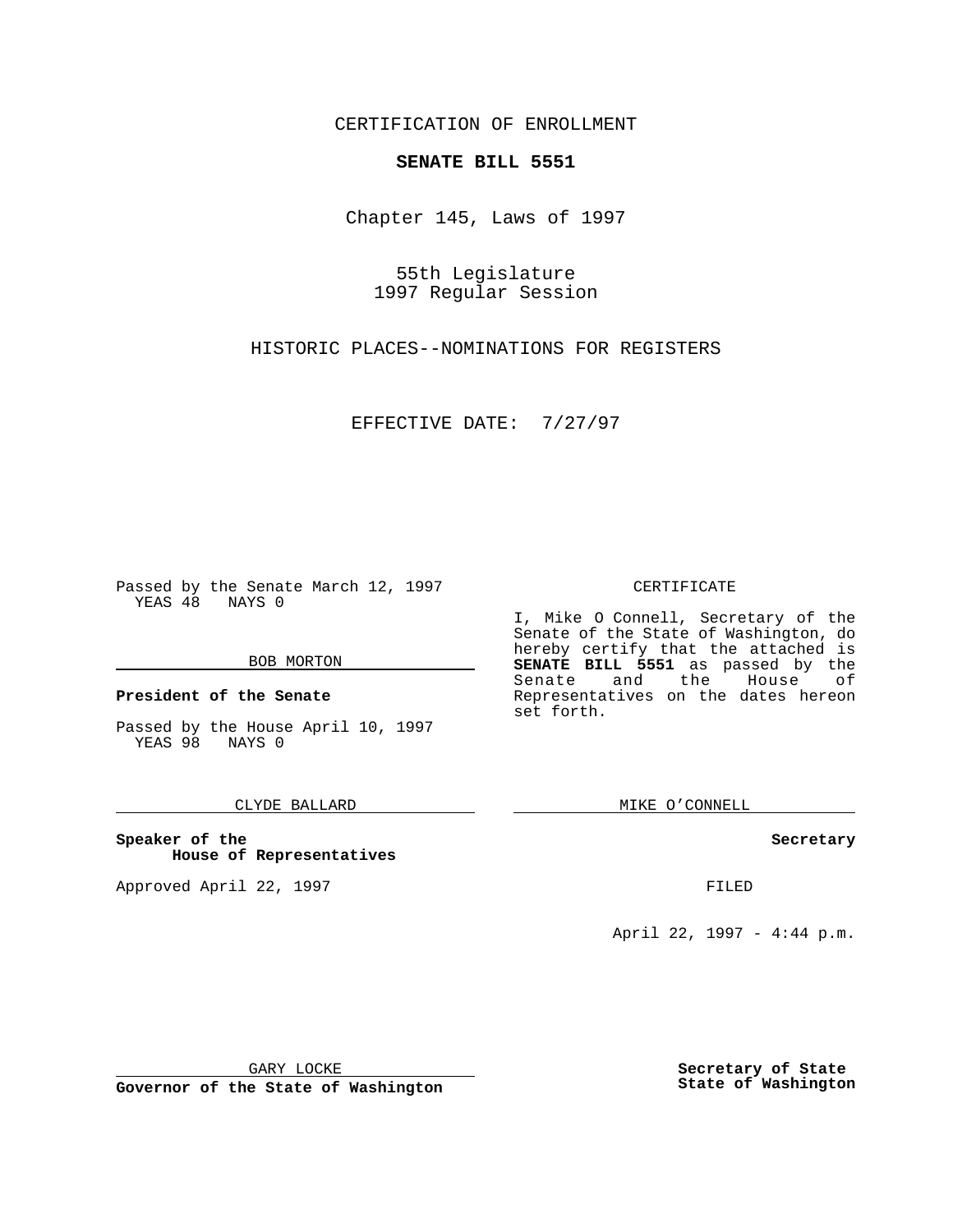CERTIFICATION OF ENROLLMENT

**SENATE BILL 5551**

Chapter 145, Laws of 1997

55th Legislature
1997 Regular Session

HISTORIC PLACES--NOMINATIONS FOR REGISTERS

EFFECTIVE DATE: 7/27/97

Passed by the Senate March 12, 1997
YEAS 48 NAYS 0

BOB MORTON

**President of the Senate**

Passed by the House April 10, 1997
YEAS 98 NAYS 0

CLYDE BALLARD

**Speaker of the House of Representatives**

Approved April 22, 1997

GARY LOCKE

**Governor of the State of Washington**

CERTIFICATE

I, Mike O Connell, Secretary of the Senate of the State of Washington, do hereby certify that the attached is **SENATE BILL 5551** as passed by the Senate and the House of Representatives on the dates hereon set forth.

MIKE O'CONNELL

**Secretary**

FILED

April 22, 1997 - 4:44 p.m.

**Secretary of State**
**State of Washington**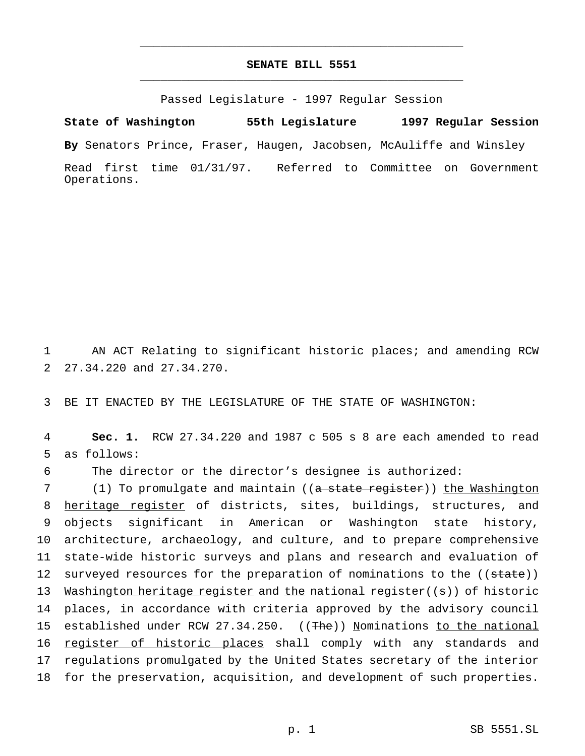# SENATE BILL 5551

Passed Legislature - 1997 Regular Session

**State of Washington 55th Legislature 1997 Regular Session**

**By** Senators Prince, Fraser, Haugen, Jacobsen, McAuliffe and Winsley

Read first time 01/31/97. Referred to Committee on Government Operations.

1 AN ACT Relating to significant historic places; and amending RCW
2 27.34.220 and 27.34.270.

3 BE IT ENACTED BY THE LEGISLATURE OF THE STATE OF WASHINGTON:

4 **Sec. 1.** RCW 27.34.220 and 1987 c 505 s 8 are each amended to read
5 as follows:

6 The director or the director's designee is authorized:

7 (1) To promulgate and maintain ((~~a state register~~)) <u>the Washington</u>
8 <u>heritage register</u> of districts, sites, buildings, structures, and
9 objects significant in American or Washington state history,
10 architecture, archaeology, and culture, and to prepare comprehensive
11 state-wide historic surveys and plans and research and evaluation of
12 surveyed resources for the preparation of nominations to the ((~~state~~))
13 <u>Washington heritage register</u> and <u>the</u> national register((~~s~~)) of historic
14 places, in accordance with criteria approved by the advisory council
15 established under RCW 27.34.250. ((~~The~~)) <u>N</u>ominations <u>to the national</u>
16 <u>register of historic places</u> shall comply with any standards and
17 regulations promulgated by the United States secretary of the interior
18 for the preservation, acquisition, and development of such properties.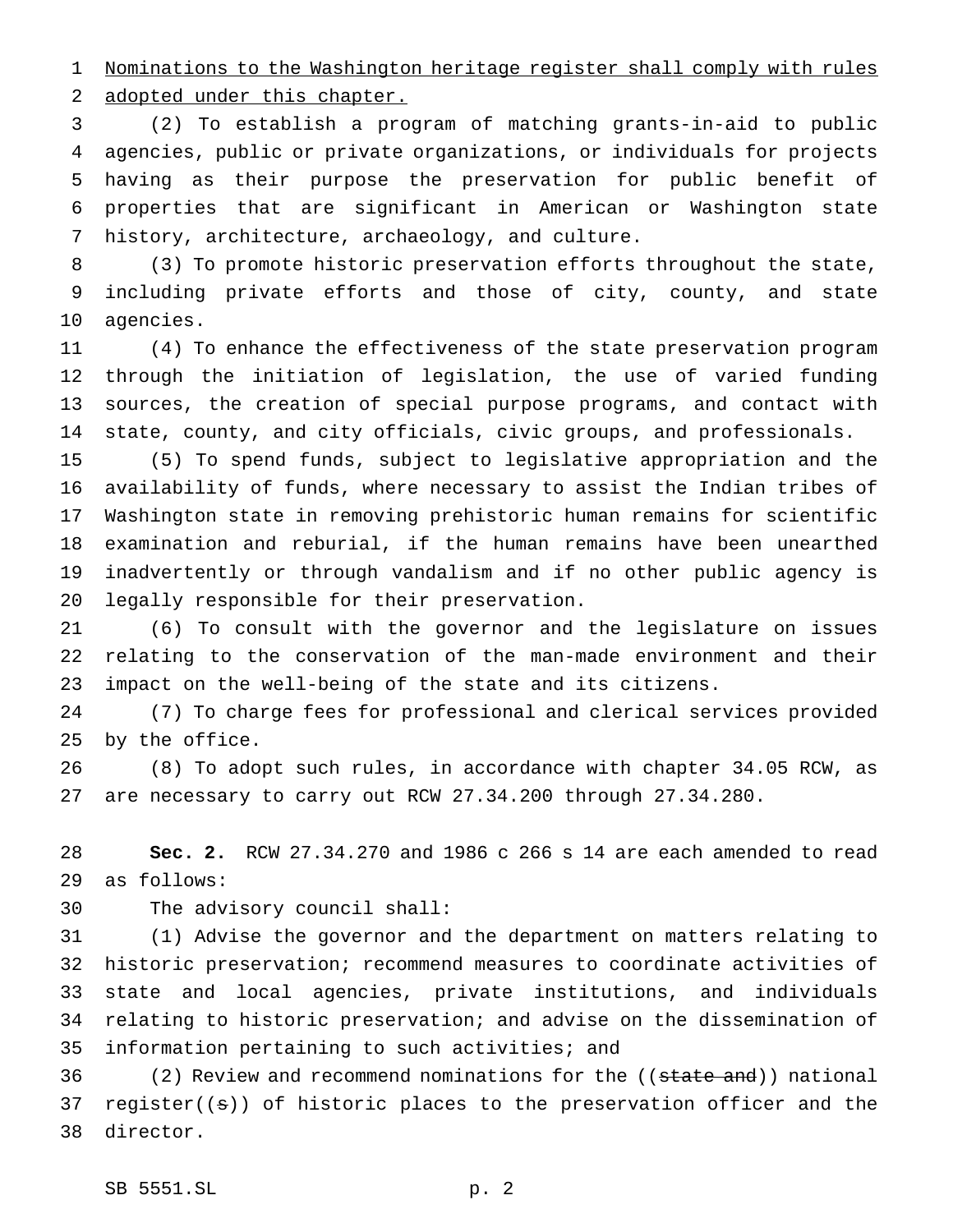Nominations to the Washington heritage register shall comply with rules adopted under this chapter.

(2) To establish a program of matching grants-in-aid to public agencies, public or private organizations, or individuals for projects having as their purpose the preservation for public benefit of properties that are significant in American or Washington state history, architecture, archaeology, and culture.

(3) To promote historic preservation efforts throughout the state, including private efforts and those of city, county, and state agencies.

(4) To enhance the effectiveness of the state preservation program through the initiation of legislation, the use of varied funding sources, the creation of special purpose programs, and contact with state, county, and city officials, civic groups, and professionals.

(5) To spend funds, subject to legislative appropriation and the availability of funds, where necessary to assist the Indian tribes of Washington state in removing prehistoric human remains for scientific examination and reburial, if the human remains have been unearthed inadvertently or through vandalism and if no other public agency is legally responsible for their preservation.

(6) To consult with the governor and the legislature on issues relating to the conservation of the man-made environment and their impact on the well-being of the state and its citizens.

(7) To charge fees for professional and clerical services provided by the office.

(8) To adopt such rules, in accordance with chapter 34.05 RCW, as are necessary to carry out RCW 27.34.200 through 27.34.280.

**Sec. 2.** RCW 27.34.270 and 1986 c 266 s 14 are each amended to read as follows:

The advisory council shall:

(1) Advise the governor and the department on matters relating to historic preservation; recommend measures to coordinate activities of state and local agencies, private institutions, and individuals relating to historic preservation; and advise on the dissemination of information pertaining to such activities; and

(2) Review and recommend nominations for the ((~~state and~~)) national register((~~s~~)) of historic places to the preservation officer and the director.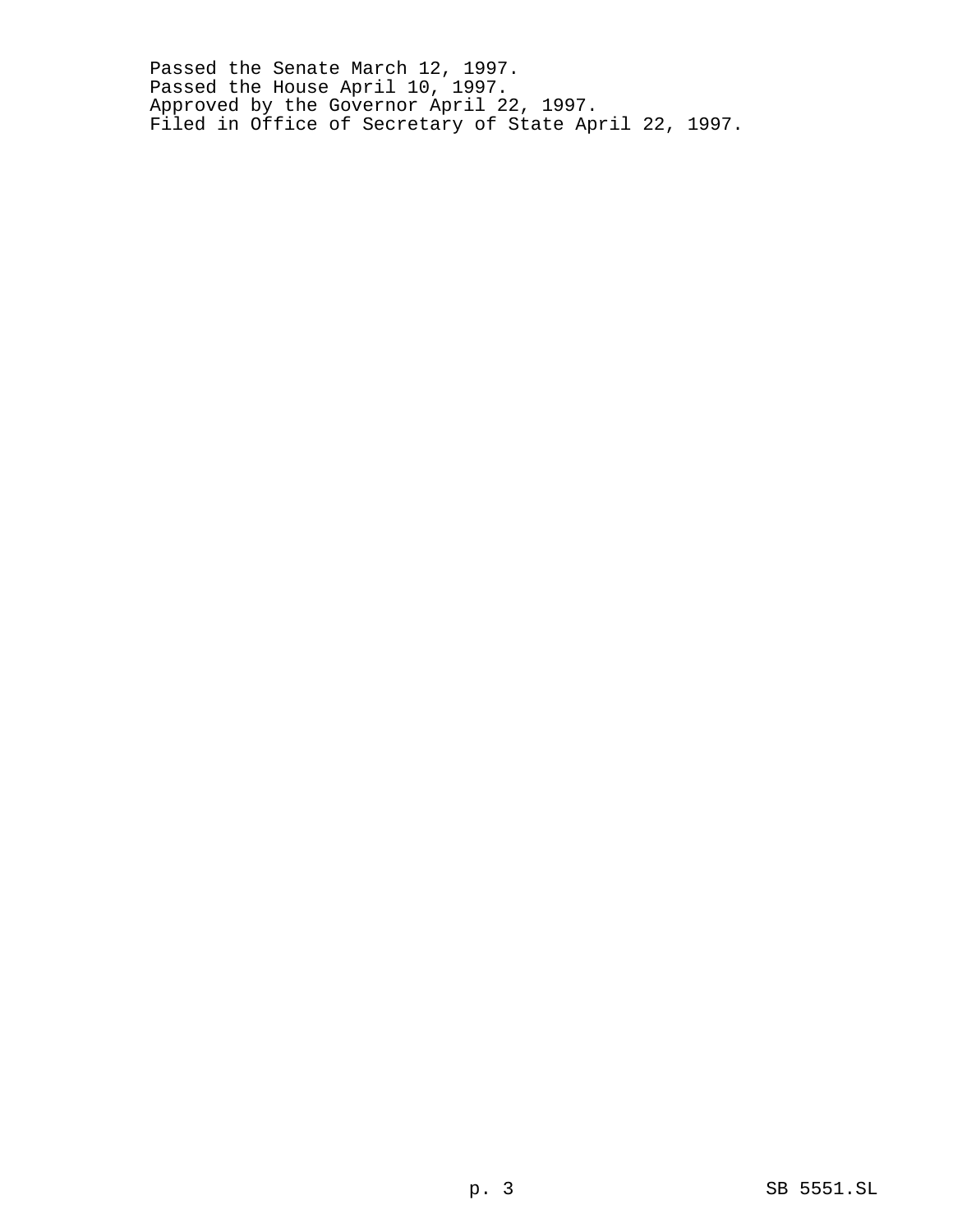Passed the Senate March 12, 1997.
Passed the House April 10, 1997.
Approved by the Governor April 22, 1997.
Filed in Office of Secretary of State April 22, 1997.